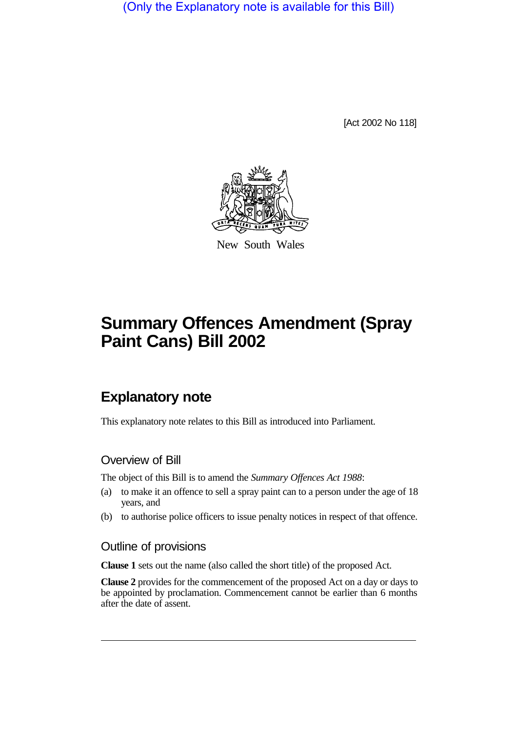(Only the Explanatory note is available for this Bill)

[Act 2002 No 118]

New South Wales

# Summary Offences Amendment (Spray Paint Cans) Bill 2002

## Explanatory note

This explanatory note relates to this Bill as introduced into Parliament.

### Overview of Bill

The object of this Bill is to amend the *Summary Offences Act 1988*:

(a) to make it an offence to sell a spray paint can to a person under the age of 18 years, and

(b) to authorise police officers to issue penalty notices in respect of that offence.

### Outline of provisions

**Clause 1** sets out the name (also called the short title) of the proposed Act.

**Clause 2** provides for the commencement of the proposed Act on a day or days to be appointed by proclamation. Commencement cannot be earlier than 6 months after the date of assent.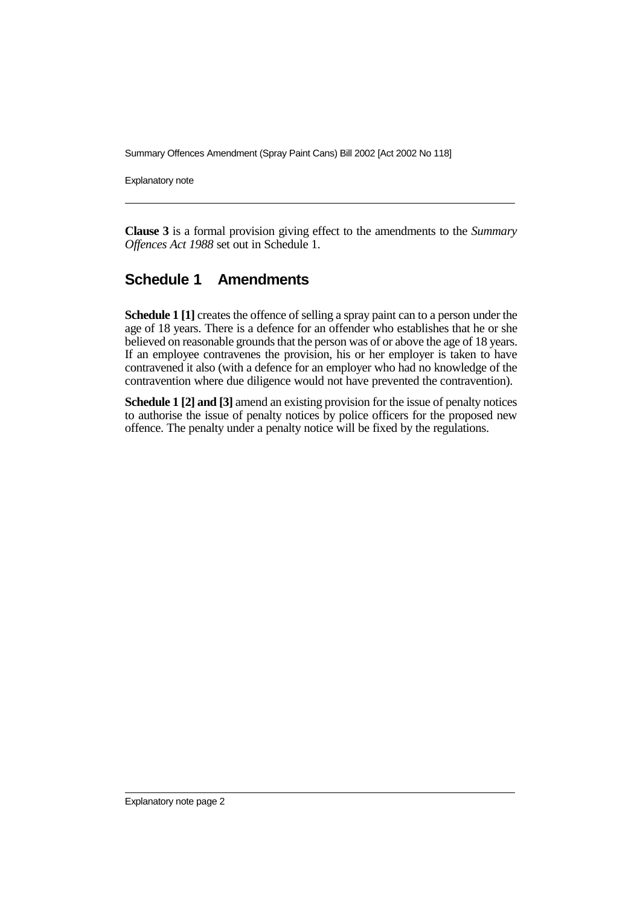**Clause 3** is a formal provision giving effect to the amendments to the *Summary Offences Act 1988* set out in Schedule 1.

## Schedule 1 Amendments

**Schedule 1 [1]** creates the offence of selling a spray paint can to a person under the age of 18 years. There is a defence for an offender who establishes that he or she believed on reasonable grounds that the person was of or above the age of 18 years. If an employee contravenes the provision, his or her employer is taken to have contravened it also (with a defence for an employer who had no knowledge of the contravention where due diligence would not have prevented the contravention).

**Schedule 1 [2] and [3]** amend an existing provision for the issue of penalty notices to authorise the issue of penalty notices by police officers for the proposed new offence. The penalty under a penalty notice will be fixed by the regulations.